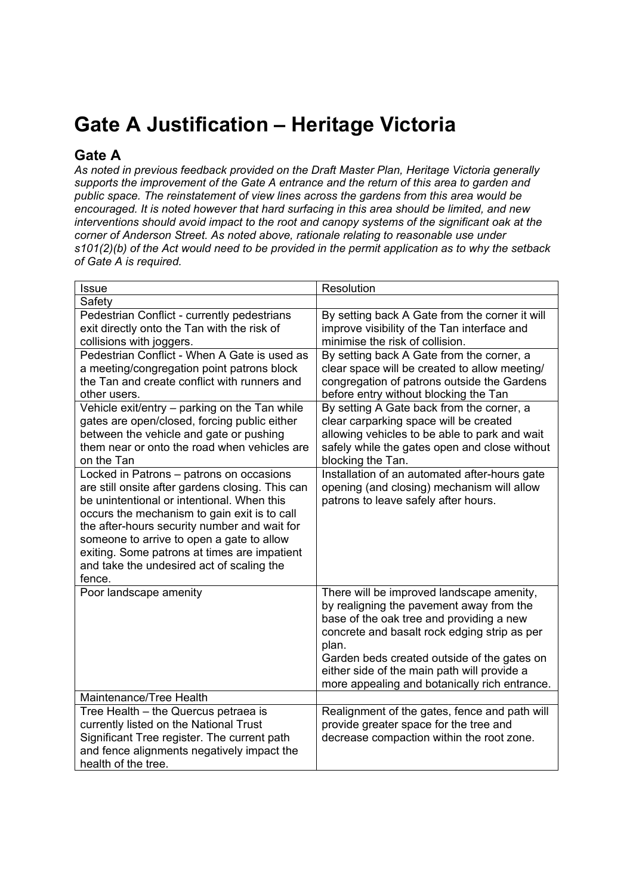# Gate A Justification – Heritage Victoria

## Gate A

*As noted in previous feedback provided on the Draft Master Plan, Heritage Victoria generally supports the improvement of the Gate A entrance and the return of this area to garden and public space. The reinstatement of view lines across the gardens from this area would be encouraged. It is noted however that hard surfacing in this area should be limited, and new interventions should avoid impact to the root and canopy systems of the significant oak at the corner of Anderson Street. As noted above, rationale relating to reasonable use under s101(2)(b) of the Act would need to be provided in the permit application as to why the setback of Gate A is required.*

| Issue | Resolution |
|---|---|
| Safety | |
| Pedestrian Conflict - currently pedestrians exit directly onto the Tan with the risk of collisions with joggers. | By setting back A Gate from the corner it will improve visibility of the Tan interface and minimise the risk of collision. |
| Pedestrian Conflict - When A Gate is used as a meeting/congregation point patrons block the Tan and create conflict with runners and other users. | By setting back A Gate from the corner, a clear space will be created to allow meeting/ congregation of patrons outside the Gardens before entry without blocking the Tan |
| Vehicle exit/entry – parking on the Tan while gates are open/closed, forcing public either between the vehicle and gate or pushing them near or onto the road when vehicles are on the Tan | By setting A Gate back from the corner, a clear carparking space will be created allowing vehicles to be able to park and wait safely while the gates open and close without blocking the Tan. |
| Locked in Patrons – patrons on occasions are still onsite after gardens closing. This can be unintentional or intentional. When this occurs the mechanism to gain exit is to call the after-hours security number and wait for someone to arrive to open a gate to allow exiting. Some patrons at times are impatient and take the undesired act of scaling the fence. | Installation of an automated after-hours gate opening (and closing) mechanism will allow patrons to leave safely after hours. |
| Poor landscape amenity | There will be improved landscape amenity, by realigning the pavement away from the base of the oak tree and providing a new concrete and basalt rock edging strip as per plan.<br>Garden beds created outside of the gates on either side of the main path will provide a more appealing and botanically rich entrance. |
| Maintenance/Tree Health | |
| Tree Health – the Quercus petraea is currently listed on the National Trust Significant Tree register. The current path and fence alignments negatively impact the health of the tree. | Realignment of the gates, fence and path will provide greater space for the tree and decrease compaction within the root zone. |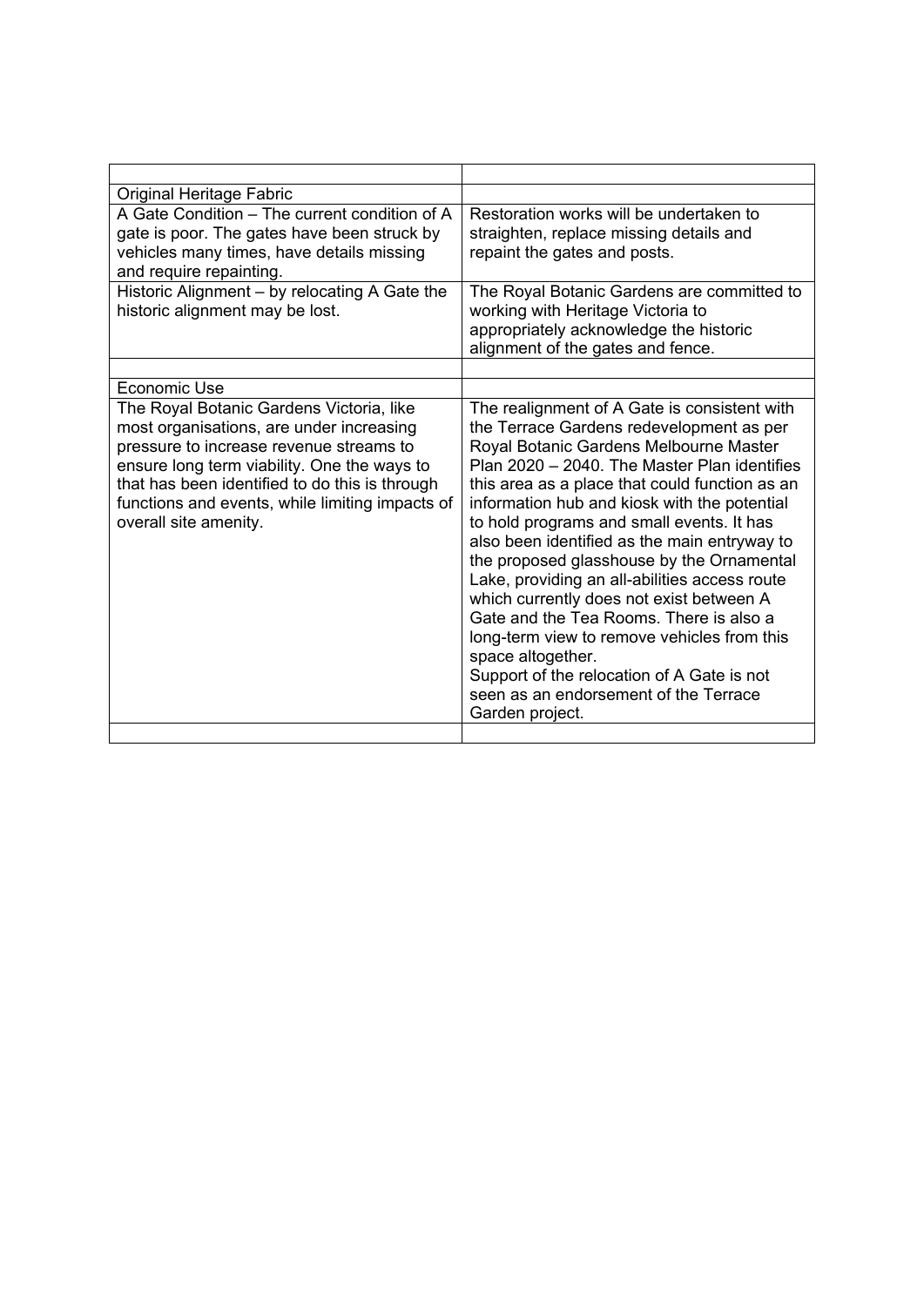| | |
|---|---|
| Original Heritage Fabric | |
| A Gate Condition – The current condition of A gate is poor. The gates have been struck by vehicles many times, have details missing and require repainting. | Restoration works will be undertaken to straighten, replace missing details and repaint the gates and posts. |
| Historic Alignment – by relocating A Gate the historic alignment may be lost. | The Royal Botanic Gardens are committed to working with Heritage Victoria to appropriately acknowledge the historic alignment of the gates and fence. |
| | |
| Economic Use | |
| The Royal Botanic Gardens Victoria, like most organisations, are under increasing pressure to increase revenue streams to ensure long term viability. One the ways to that has been identified to do this is through functions and events, while limiting impacts of overall site amenity. | The realignment of A Gate is consistent with the Terrace Gardens redevelopment as per Royal Botanic Gardens Melbourne Master Plan 2020 – 2040. The Master Plan identifies this area as a place that could function as an information hub and kiosk with the potential to hold programs and small events. It has also been identified as the main entryway to the proposed glasshouse by the Ornamental Lake, providing an all-abilities access route which currently does not exist between A Gate and the Tea Rooms. There is also a long-term view to remove vehicles from this space altogether.<br>Support of the relocation of A Gate is not seen as an endorsement of the Terrace Garden project. |
| | |